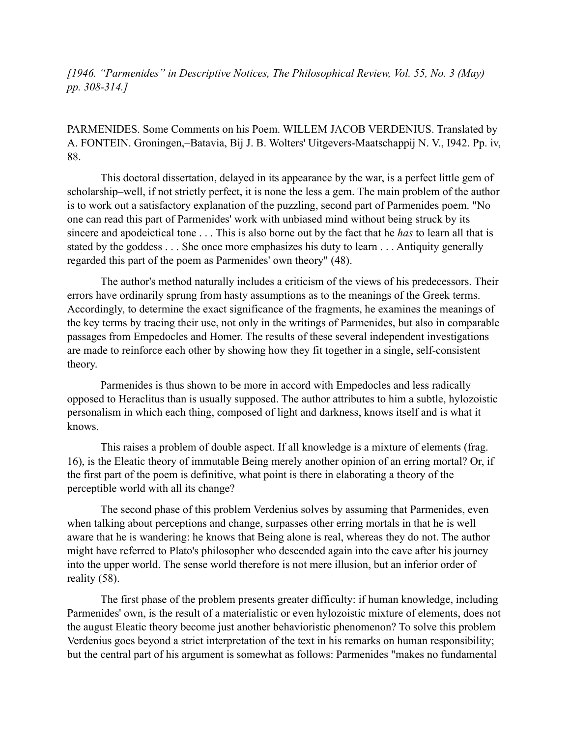*[1946. "Parmenides" in Descriptive Notices, The Philosophical Review, Vol. 55, No. 3 (May) pp. 308-314.]*

PARMENIDES. Some Comments on his Poem. WILLEM JACOB VERDENIUS. Translated by A. FONTEIN. Groningen,–Batavia, Bij J. B. Wolters' Uitgevers-Maatschappij N. V., I942. Pp. iv, 88.

This doctoral dissertation, delayed in its appearance by the war, is a perfect little gem of scholarship–well, if not strictly perfect, it is none the less a gem. The main problem of the author is to work out a satisfactory explanation of the puzzling, second part of Parmenides poem. "No one can read this part of Parmenides' work with unbiased mind without being struck by its sincere and apodeictical tone . . . This is also borne out by the fact that he *has* to learn all that is stated by the goddess . . . She once more emphasizes his duty to learn . . . Antiquity generally regarded this part of the poem as Parmenides' own theory" (48).

The author's method naturally includes a criticism of the views of his predecessors. Their errors have ordinarily sprung from hasty assumptions as to the meanings of the Greek terms. Accordingly, to determine the exact significance of the fragments, he examines the meanings of the key terms by tracing their use, not only in the writings of Parmenides, but also in comparable passages from Empedocles and Homer. The results of these several independent investigations are made to reinforce each other by showing how they fit together in a single, self-consistent theory.

Parmenides is thus shown to be more in accord with Empedocles and less radically opposed to Heraclitus than is usually supposed. The author attributes to him a subtle, hylozoistic personalism in which each thing, composed of light and darkness, knows itself and is what it knows.

This raises a problem of double aspect. If all knowledge is a mixture of elements (frag. 16), is the Eleatic theory of immutable Being merely another opinion of an erring mortal? Or, if the first part of the poem is definitive, what point is there in elaborating a theory of the perceptible world with all its change?

The second phase of this problem Verdenius solves by assuming that Parmenides, even when talking about perceptions and change, surpasses other erring mortals in that he is well aware that he is wandering: he knows that Being alone is real, whereas they do not. The author might have referred to Plato's philosopher who descended again into the cave after his journey into the upper world. The sense world therefore is not mere illusion, but an inferior order of reality (58).

The first phase of the problem presents greater difficulty: if human knowledge, including Parmenides' own, is the result of a materialistic or even hylozoistic mixture of elements, does not the august Eleatic theory become just another behavioristic phenomenon? To solve this problem Verdenius goes beyond a strict interpretation of the text in his remarks on human responsibility; but the central part of his argument is somewhat as follows: Parmenides "makes no fundamental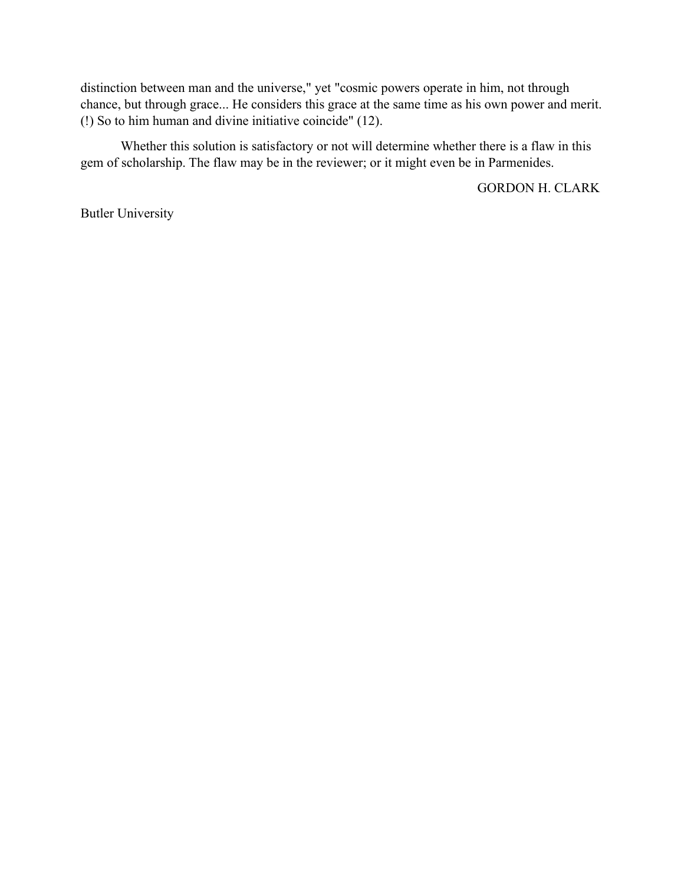distinction between man and the universe," yet "cosmic powers operate in him, not through chance, but through grace... He considers this grace at the same time as his own power and merit. (!) So to him human and divine initiative coincide" (12).

Whether this solution is satisfactory or not will determine whether there is a flaw in this gem of scholarship. The flaw may be in the reviewer; or it might even be in Parmenides.

GORDON H. CLARK

Butler University